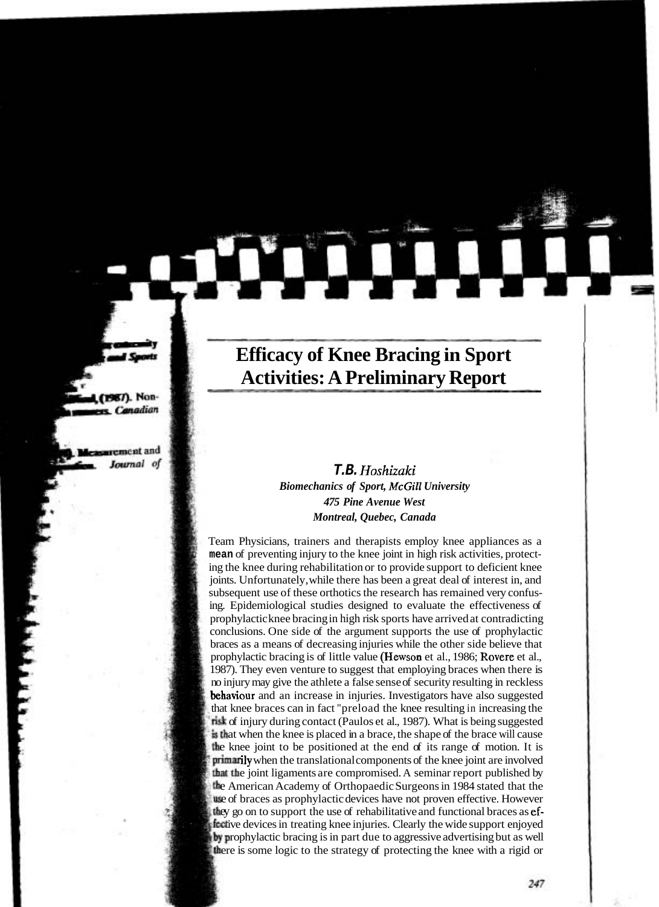# Efficacy of Knee Bracing in Sport Activities: A Preliminary Report

***T.B.** Hoshizaki*

***Biomechanics of Sport, McGill University***
***475 Pine Avenue West***
***Montreal, Quebec, Canada***

Team Physicians, trainers and therapists employ knee appliances as a **mean** of preventing injury to the knee joint in high risk activities, protecting the knee during rehabilitation or to provide support to deficient knee joints. Unfortunately, while there has been a great deal of interest in, and subsequent use of these orthotics the research has remained very confusing. Epidemiological studies designed to evaluate the effectiveness of prophylactic knee bracing in high risk sports have arrived at contradicting conclusions. One side of the argument supports the use of prophylactic braces as a means of decreasing injuries while the other side believe that prophylactic bracing is of little value (Hewson et al., 1986; Rovere et al., 1987). They even venture to suggest that employing braces when there is no injury may give the athlete a false sense of security resulting in reckless behaviour and an increase in injuries. Investigators have also suggested that knee braces can in fact "preload the knee resulting in increasing the risk of injury during contact (Paulos et al., 1987). What is being suggested is that when the knee is placed in a brace, the shape of the brace will cause the knee joint to be positioned at the end of its range of motion. It is primarily when the translational components of the knee joint are involved that the joint ligaments are compromised. A seminar report published by the American Academy of Orthopaedic Surgeons in 1984 stated that the use of braces as prophylactic devices have not proven effective. However they go on to support the use of rehabilitative and functional braces as effective devices in treating knee injuries. Clearly the wide support enjoyed by prophylactic bracing is in part due to aggressive advertising but as well there is some logic to the strategy of protecting the knee with a rigid or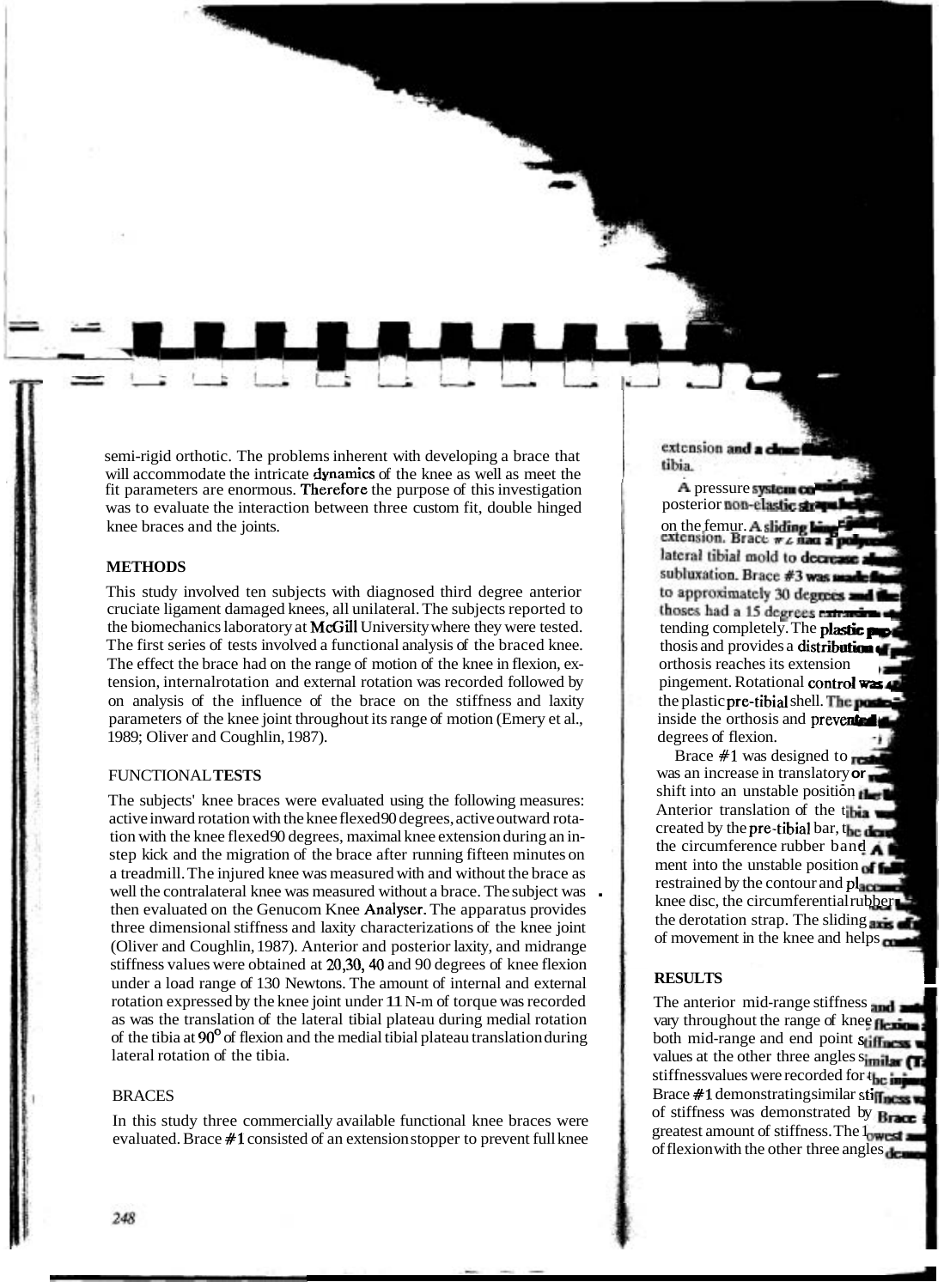semi-rigid orthotic. The problems inherent with developing a brace that will accommodate the intricate dynamics of the knee as well as meet the fit parameters are enormous. Therefore the purpose of this investigation was to evaluate the interaction between three custom fit, double hinged knee braces and the joints.

## METHODS

This study involved ten subjects with diagnosed third degree anterior cruciate ligament damaged knees, all unilateral. The subjects reported to the biomechanics laboratory at McGill University where they were tested. The first series of tests involved a functional analysis of the braced knee. The effect the brace had on the range of motion of the knee in flexion, extension, internal rotation and external rotation was recorded followed by on analysis of the influence of the brace on the stiffness and laxity parameters of the knee joint throughout its range of motion (Emery et al., 1989; Oliver and Coughlin, 1987).

### FUNCTIONAL TESTS

The subjects' knee braces were evaluated using the following measures: active inward rotation with the knee flexed 90 degrees, active outward rotation with the knee flexed 90 degrees, maximal knee extension during an instep kick and the migration of the brace after running fifteen minutes on a treadmill. The injured knee was measured with and without the brace as well the contralateral knee was measured without a brace. The subject was then evaluated on the Genucom Knee Analyser. The apparatus provides three dimensional stiffness and laxity characterizations of the knee joint (Oliver and Coughlin, 1987). Anterior and posterior laxity, and midrange stiffness values were obtained at 20, 30, 40 and 90 degrees of knee flexion under a load range of 130 Newtons. The amount of internal and external rotation expressed by the knee joint under 11 N-m of torque was recorded as was the translation of the lateral tibial plateau during medial rotation of the tibia at 90° of flexion and the medial tibial plateau translation during lateral rotation of the tibia.

### BRACES

In this study three commercially available functional knee braces were evaluated. Brace #1 consisted of an extension stopper to prevent full knee extension and a close ... tibia.

A pressure system co... posterior non-elastic stra... on the femur. A sliding hing... extension. Brace #2 had a polyc... lateral tibial mold to decrease a... subluxation. Brace #3 was made fr... to approximately 30 degrees and the... thoses had a 15 degrees extension... tending completely. The plastic pa... thosis and provides a distribution of... orthosis reaches its extension ... pingement. Rotational control was ... the plastic pre-tibial shell. The poste... inside the orthosis and prevented ... degrees of flexion.

Brace #1 was designed to rest... was an increase in translatory or ... shift into an unstable position the ... Anterior translation of the tibia wa... created by the pre-tibial bar, the der... the circumference rubber band. A ... ment into the unstable position of fl... restrained by the contour and placem... knee disc, the circumferential rubber ... the derotation strap. The sliding axis of ... of movement in the knee and helps co...

## RESULTS

The anterior mid-range stiffness and ... vary throughout the range of knee flexion ... both mid-range and end point stiffness ... values at the other three angles similar (T... stiffness values were recorded for the injur... Brace #1 demonstrating similar stiffness ... of stiffness was demonstrated by Brace ... greatest amount of stiffness. The lowest ... of flexion with the other three angles dem...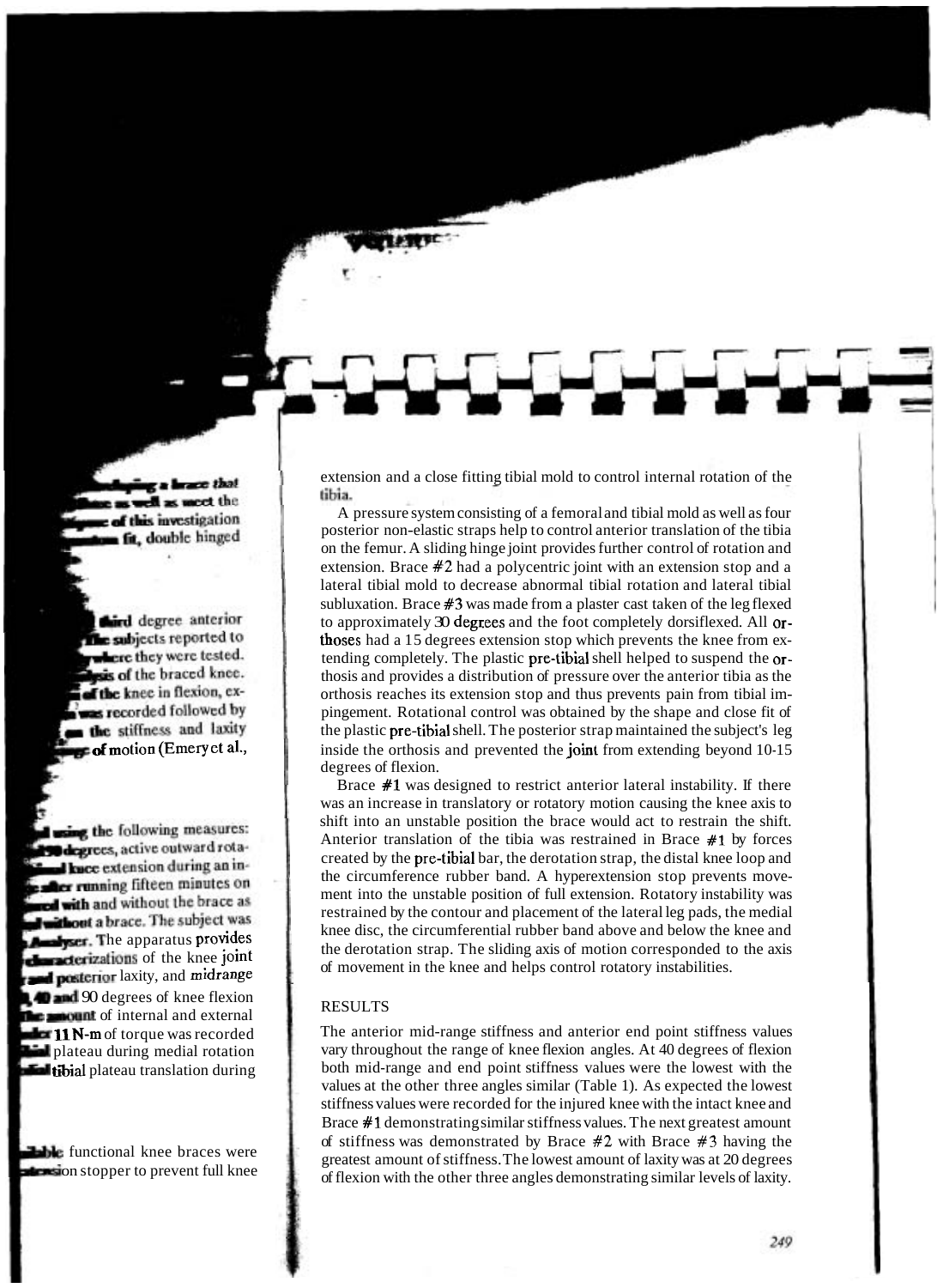extension and a close fitting tibial mold to control internal rotation of the tibia.

A pressure system consisting of a femoral and tibial mold as well as four posterior non-elastic straps help to control anterior translation of the tibia on the femur. A sliding hinge joint provides further control of rotation and extension. Brace #2 had a polycentric joint with an extension stop and a lateral tibial mold to decrease abnormal tibial rotation and lateral tibial subluxation. Brace #3 was made from a plaster cast taken of the leg flexed to approximately 30 degrees and the foot completely dorsiflexed. All orthoses had a 15 degrees extension stop which prevents the knee from extending completely. The plastic pre-tibial shell helped to suspend the orthosis and provides a distribution of pressure over the anterior tibia as the orthosis reaches its extension stop and thus prevents pain from tibial impingement. Rotational control was obtained by the shape and close fit of the plastic pre-tibial shell. The posterior strap maintained the subject's leg inside the orthosis and prevented the joint from extending beyond 10-15 degrees of flexion.

Brace #1 was designed to restrict anterior lateral instability. If there was an increase in translatory or rotatory motion causing the knee axis to shift into an unstable position the brace would act to restrain the shift. Anterior translation of the tibia was restrained in Brace #1 by forces created by the pre-tibial bar, the derotation strap, the distal knee loop and the circumference rubber band. A hyperextension stop prevents movement into the unstable position of full extension. Rotatory instability was restrained by the contour and placement of the lateral leg pads, the medial knee disc, the circumferential rubber band above and below the knee and the derotation strap. The sliding axis of motion corresponded to the axis of movement in the knee and helps control rotatory instabilities.

## RESULTS

The anterior mid-range stiffness and anterior end point stiffness values vary throughout the range of knee flexion angles. At 40 degrees of flexion both mid-range and end point stiffness values were the lowest with the values at the other three angles similar (Table 1). As expected the lowest stiffness values were recorded for the injured knee with the intact knee and Brace #1 demonstrating similar stiffness values. The next greatest amount of stiffness was demonstrated by Brace #2 with Brace #3 having the greatest amount of stiffness. The lowest amount of laxity was at 20 degrees of flexion with the other three angles demonstrating similar levels of laxity.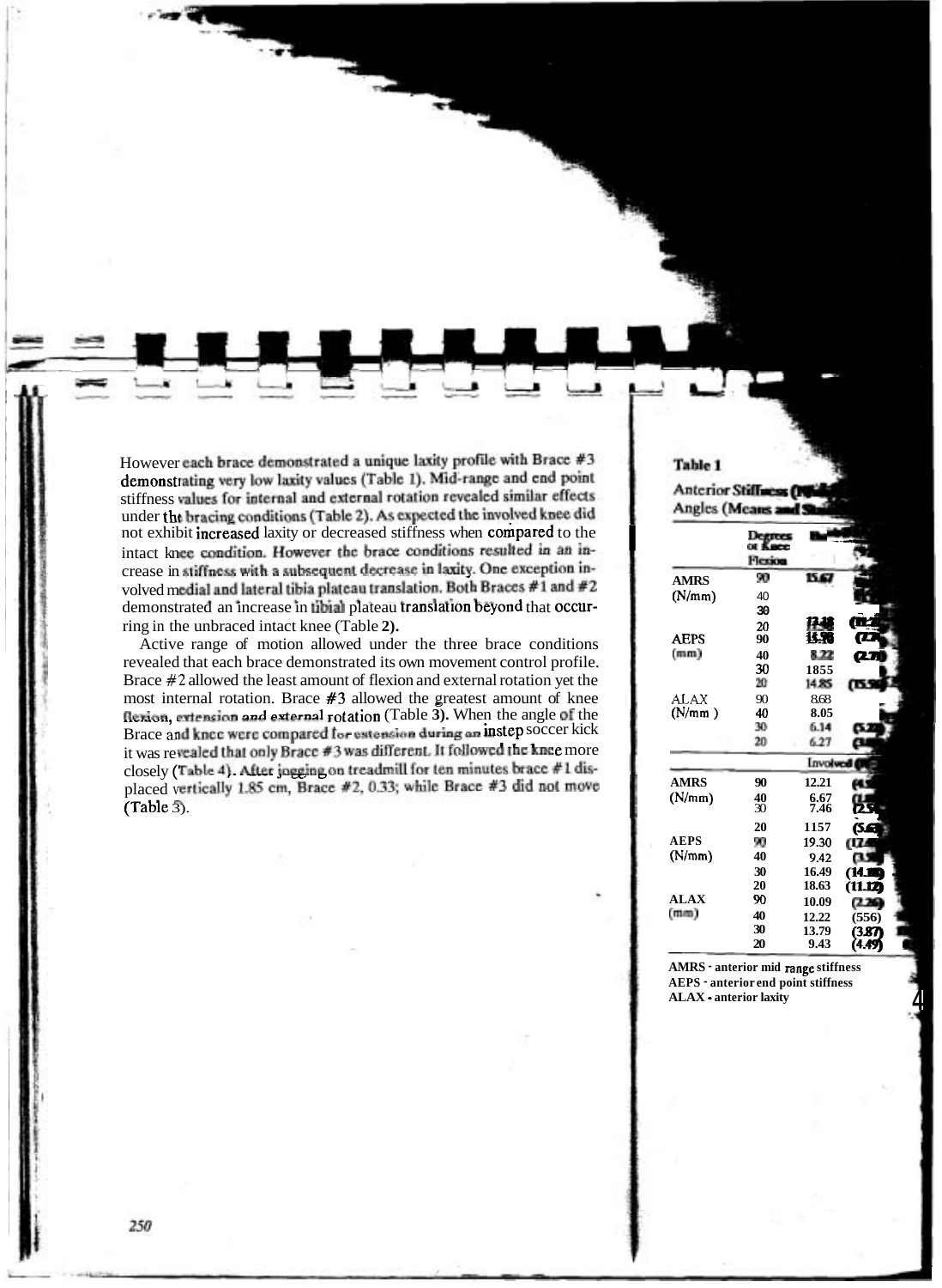However each brace demonstrated a unique laxity profile with Brace #3 demonstrating very low laxity values (Table 1). Mid-range and end point stiffness values for internal and external rotation revealed similar effects under the bracing conditions (Table 2). As expected the involved knee did not exhibit increased laxity or decreased stiffness when compared to the intact knee condition. However the brace conditions resulted in an increase in stiffness with a subsequent decrease in laxity. One exception involved medial and lateral tibia plateau translation. Both Braces #1 and #2 demonstrated an increase in tibial plateau translation beyond that occurring in the unbraced intact knee (Table 2).

Active range of motion allowed under the three brace conditions revealed that each brace demonstrated its own movement control profile. Brace #2 allowed the least amount of flexion and external rotation yet the most internal rotation. Brace #3 allowed the greatest amount of knee flexion, extension and external rotation (Table 3). When the angle of the Brace and knee were compared for extension during an instep soccer kick it was revealed that only Brace #3 was different. It followed the knee more closely (Table 4). After jogging on treadmill for ten minutes brace #1 displaced vertically 1.85 cm, Brace #2, 0.33; while Brace #3 did not move (Table 3).

**Table 1**

Anterior Stiffness (N/... Angles (Means and St...

| | Degrees of Knee Flexion | | |
|---|---|---|---|
| AMRS (N/mm) | 90 | 15.67 | |
| | 40 | | |
| | 30 | | |
| | 20 | 17.18 | |
| AEPS (mm) | 90 | 15.98 | (7.7 |
| | 40 | 8.22 | (2.70) |
| | 30 | 1855 | |
| | 20 | 14.85 | (15.56) |
| ALAX (N/mm) | 90 | 8.68 | |
| | 40 | 8.05 | |
| | 30 | 6.14 | (5.22) |
| | 20 | 6.27 | (3.0 |
| | | Involved | |
| AMRS (N/mm) | 90 | 12.21 | (4.5 |
| | 40 | 6.67 | (1.8 |
| | 30 | 7.46 | (2.5 |
| | 20 | 1157 | (5.6) |
| AEPS (N/mm) | 90 | 19.30 | (17.4 |
| | 40 | 9.42 | (3.5 |
| | 30 | 16.49 | (14.18) |
| | 20 | 18.63 | (11.12) |
| ALAX (mm) | 90 | 10.09 | (2.26) |
| | 40 | 12.22 | (556) |
| | 30 | 13.79 | (3.87) |
| | 20 | 9.43 | (4.49) |

AMRS - anterior mid range stiffness
AEPS - anterior end point stiffness
ALAX - anterior laxity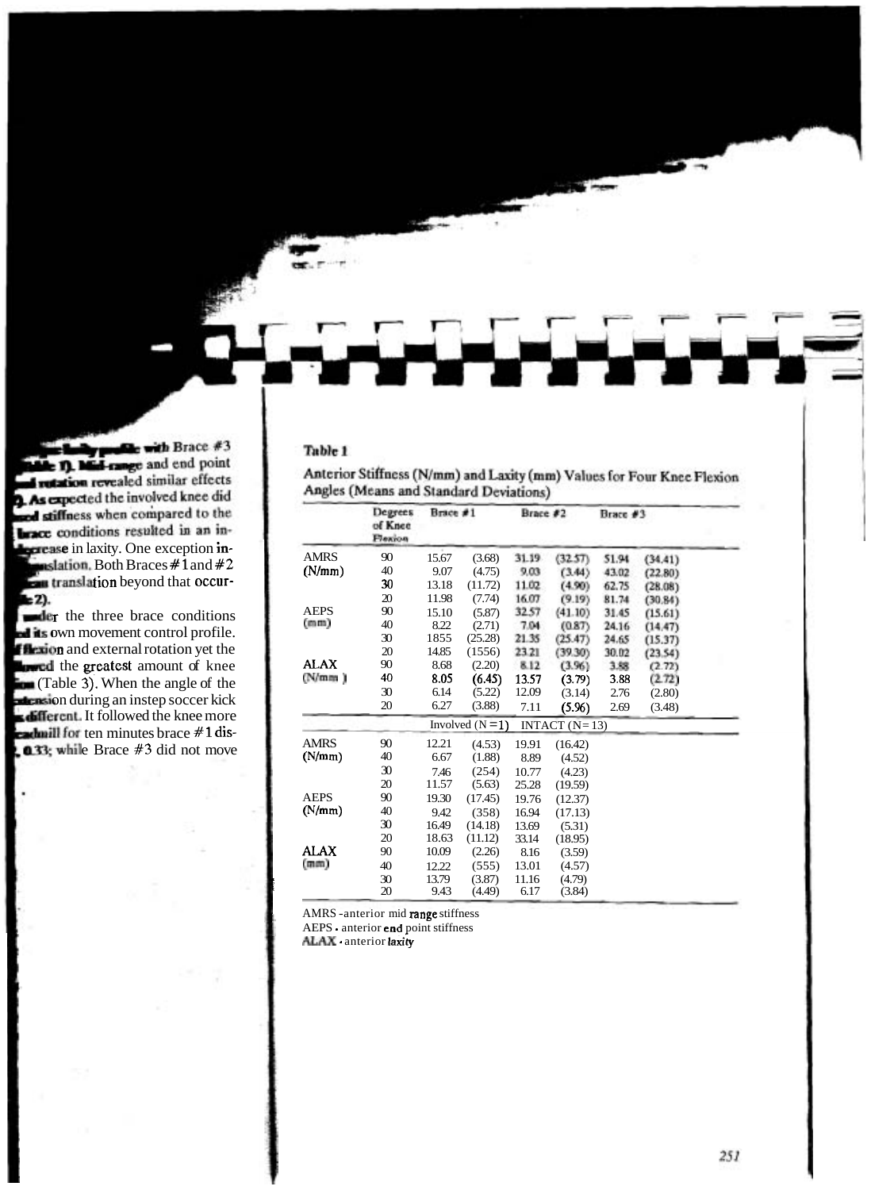...laxity profile with Brace #3 (Table 1). Mid-range and end point ... rotation revealed similar effects ... As expected the involved knee did ... stiffness when compared to the brace conditions resulted in an in... decrease in laxity. One exception in... translation. Both Braces #1 and #2 ... translation beyond that occur... (Table 2).

...under the three brace conditions ... its own movement control profile. ... flexion and external rotation yet the ... allowed the greatest amount of knee ... (Table 3). When the angle of the ... extension during an instep soccer kick ... different. It followed the knee more ... treadmill for ten minutes brace #1 dis... 0.33; while Brace #3 did not move

**Table 1**

Anterior Stiffness (N/mm) and Laxity (mm) Values for Four Knee Flexion Angles (Means and Standard Deviations)

| | Degrees of Knee Flexion | Brace #1 | | Brace #2 | | Brace #3 | |
|---|---|---|---|---|---|---|---|
| AMRS (N/mm) | 90 | 15.67 | (3.68) | 31.19 | (32.57) | 51.94 | (34.41) |
| | 40 | 9.07 | (4.75) | 9.03 | (3.44) | 43.02 | (22.80) |
| | 30 | 13.18 | (11.72) | 11.02 | (4.90) | 62.75 | (28.08) |
| | 20 | 11.98 | (7.74) | 16.07 | (9.19) | 81.74 | (30.84) |
| AEPS (mm) | 90 | 15.10 | (5.87) | 32.57 | (41.10) | 31.45 | (15.61) |
| | 40 | 8.22 | (2.71) | 7.04 | (0.87) | 24.16 | (14.47) |
| | 30 | 1855 | (25.28) | 21.35 | (25.47) | 24.65 | (15.37) |
| | 20 | 14.85 | (1556) | 23.21 | (39.30) | 30.02 | (23.54) |
| ALAX (N/mm) | 90 | 8.68 | (2.20) | 8.12 | (3.96) | 3.88 | (2.72) |
| | 40 | 8.05 | (6.45) | 13.57 | (3.79) | 3.88 | (2.72) |
| | 30 | 6.14 | (5.22) | 12.09 | (3.14) | 2.76 | (2.80) |
| | 20 | 6.27 | (3.88) | 7.11 | (5.96) | 2.69 | (3.48) |
| | | Involved (N=1) | | INTACT (N=13) | | | |
| AMRS (N/mm) | 90 | 12.21 | (4.53) | 19.91 | (16.42) | | |
| | 40 | 6.67 | (1.88) | 8.89 | (4.52) | | |
| | 30 | 7.46 | (254) | 10.77 | (4.23) | | |
| | 20 | 11.57 | (5.63) | 25.28 | (19.59) | | |
| AEPS (N/mm) | 90 | 19.30 | (17.45) | 19.76 | (12.37) | | |
| | 40 | 9.42 | (358) | 16.94 | (17.13) | | |
| | 30 | 16.49 | (14.18) | 13.69 | (5.31) | | |
| | 20 | 18.63 | (11.12) | 33.14 | (18.95) | | |
| ALAX (mm) | 90 | 10.09 | (2.26) | 8.16 | (3.59) | | |
| | 40 | 12.22 | (555) | 13.01 | (4.57) | | |
| | 30 | 13.79 | (3.87) | 11.16 | (4.79) | | |
| | 20 | 9.43 | (4.49) | 6.17 | (3.84) | | |

AMRS - anterior mid range stiffness
AEPS - anterior end point stiffness
ALAX - anterior laxity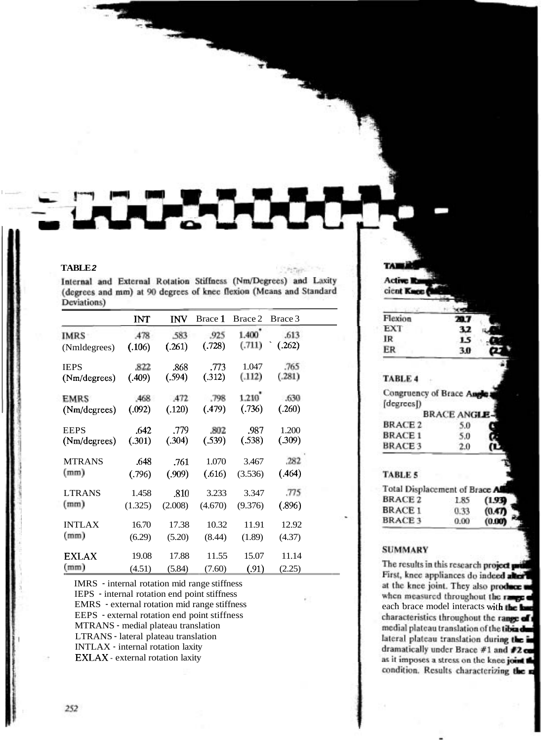**TABLE 2**

Internal and External Rotation Stiffness (Nm/Degrees) and Laxity (degrees and mm) at 90 degrees of knee flexion (Means and Standard Deviations)

| | INT | INV | Brace 1 | Brace 2 | Brace 3 |
|---|---|---|---|---|---|
| IMRS (Nmldegrees) | .478 (.106) | .583 (.261) | .925 (.728) | 1.400* (.711) | .613 (.262) |
| IEPS (Nm/degrees) | .822 (.409) | .868 (.594) | .773 (.312) | 1.047 (.112) | .765 (.281) |
| EMRS (Nm/degrees) | .468 (.092) | .472 (.120) | .798 (.479) | 1.210* (.736) | .630 (.260) |
| EEPS (Nm/degrees) | .642 (.301) | .779 (.304) | .802 (.539) | .987 (.538) | 1.200 (.309) |
| MTRANS (mm) | .648 (.796) | .761 (.909) | 1.070 (.616) | 3.467 (3.536) | .282 (.464) |
| LTRANS (mm) | 1.458 (1.325) | .810 (2.008) | 3.233 (4.670) | 3.347 (9.376) | .775 (.896) |
| INTLAX (mm) | 16.70 (6.29) | 17.38 (5.20) | 10.32 (8.44) | 11.91 (1.89) | 12.92 (4.37) |
| EXLAX (mm) | 19.08 (4.51) | 17.88 (5.84) | 11.55 (7.60) | 15.07 (.91) | 11.14 (2.25) |

IMRS - internal rotation mid range stiffness
IEPS - internal rotation end point stiffness
EMRS - external rotation mid range stiffness
EEPS - external rotation end point stiffness
MTRANS - medial plateau translation
LTRANS - lateral plateau translation
INTLAX - internal rotation laxity
EXLAX - external rotation laxity

**TABLE 3**

Active Range ... cient Knee ...

| | | |
|---|---|---|
| Flexion | 20.7 | |
| EXT | 3.2 | |
| IR | 1.5 | |
| ER | 3.0 | (2.... |

**TABLE 4**

Congruency of Brace Angle ... (degrees)

| | BRACE ANGLE | |
|---|---|---|
| BRACE 2 | 5.0 | |
| BRACE 1 | 5.0 | |
| BRACE 3 | 2.0 | (1... |

**TABLE 5**

Total Displacement of Brace A...

| | | |
|---|---|---|
| BRACE 2 | 1.85 | (1.93) |
| BRACE 1 | 0.33 | (0.47) |
| BRACE 3 | 0.00 | (0.00) |

## SUMMARY

The results in this research project ... First, knee appliances do indeed alter ... at the knee joint. They also produce ... when measured throughout the range ... each brace model interacts with the ... characteristics throughout the range of ... medial plateau translation of the tibia ... lateral plateau translation during the ... dramatically under Brace #1 and #2 ... as it imposes a stress on the knee joint ... condition. Results characterizing the ...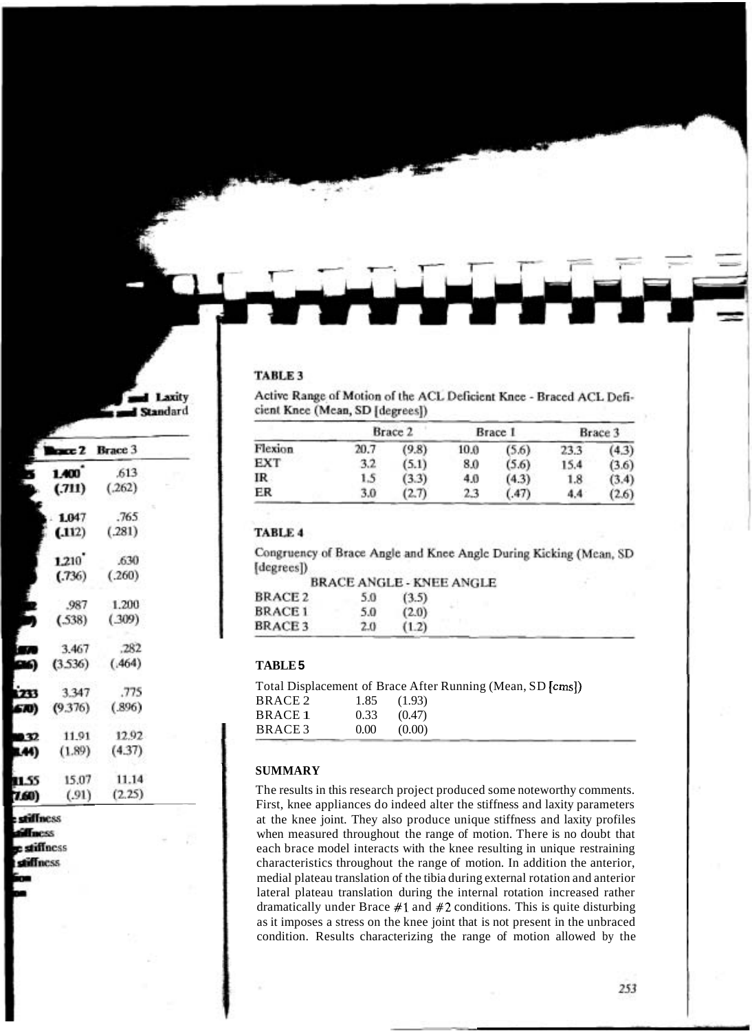**TABLE 3**

Active Range of Motion of the ACL Deficient Knee - Braced ACL Deficient Knee (Mean, SD [degrees])

| | Brace 2 | | Brace 1 | | Brace 3 | |
|---|---|---|---|---|---|---|
| Flexion | 20.7 | (9.8) | 10.0 | (5.6) | 23.3 | (4.3) |
| EXT | 3.2 | (5.1) | 8.0 | (5.6) | 15.4 | (3.6) |
| IR | 1.5 | (3.3) | 4.0 | (4.3) | 1.8 | (3.4) |
| ER | 3.0 | (2.7) | 2.3 | (.47) | 4.4 | (2.6) |

**TABLE 4**

Congruency of Brace Angle and Knee Angle During Kicking (Mean, SD [degrees])

| | BRACE ANGLE - KNEE ANGLE | |
|---|---|---|
| BRACE 2 | 5.0 | (3.5) |
| BRACE 1 | 5.0 | (2.0) |
| BRACE 3 | 2.0 | (1.2) |

**TABLE 5**

Total Displacement of Brace After Running (Mean, SD [cms])

| | | |
|---|---|---|
| BRACE 2 | 1.85 | (1.93) |
| BRACE 1 | 0.33 | (0.47) |
| BRACE 3 | 0.00 | (0.00) |

## SUMMARY

The results in this research project produced some noteworthy comments. First, knee appliances do indeed alter the stiffness and laxity parameters at the knee joint. They also produce unique stiffness and laxity profiles when measured throughout the range of motion. There is no doubt that each brace model interacts with the knee resulting in unique restraining characteristics throughout the range of motion. In addition the anterior, medial plateau translation of the tibia during external rotation and anterior lateral plateau translation during the internal rotation increased rather dramatically under Brace #1 and #2 conditions. This is quite disturbing as it imposes a stress on the knee joint that is not present in the unbraced condition. Results characterizing the range of motion allowed by the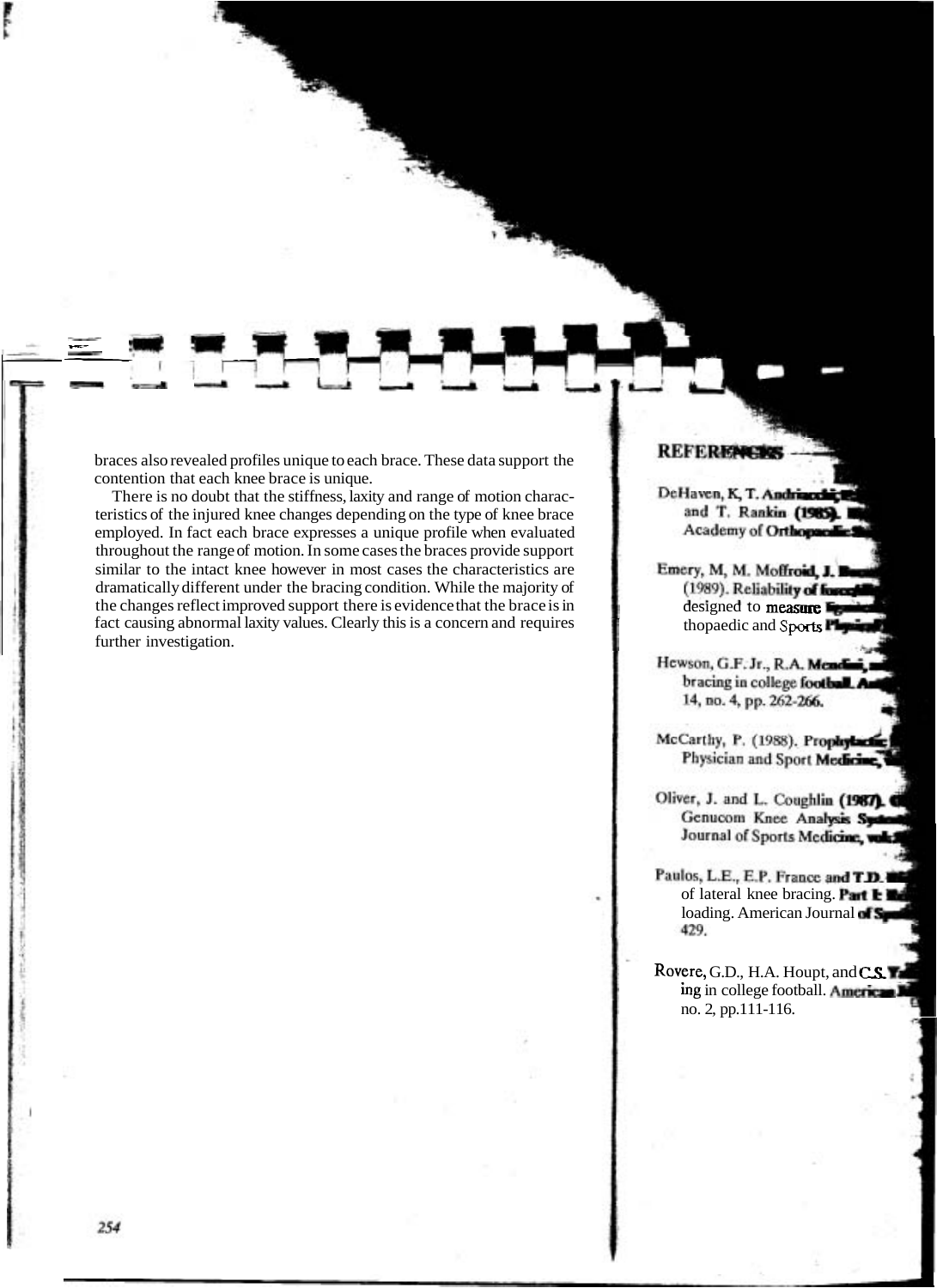braces also revealed profiles unique to each brace. These data support the contention that each knee brace is unique.

There is no doubt that the stiffness, laxity and range of motion characteristics of the injured knee changes depending on the type of knee brace employed. In fact each brace expresses a unique profile when evaluated throughout the range of motion. In some cases the braces provide support similar to the intact knee however in most cases the characteristics are dramatically different under the bracing condition. While the majority of the changes reflect improved support there is evidence that the brace is in fact causing abnormal laxity values. Clearly this is a concern and requires further investigation.

## REFERENCES

DeHaven, K, T. Andriacchi, ... and T. Rankin (1985). ... Academy of Orthopaedic ...

Emery, M, M. Moffroid, J. ... (1989). Reliability of force... designed to measure ... thopaedic and Sports Physical ...

Hewson, G.F. Jr., R.A. Mendini, ... bracing in college football. Am... 14, no. 4, pp. 262-266.

McCarthy, P. (1988). Prophylactic ... Physician and Sport Medicine, ...

Oliver, J. and L. Coughlin (1987). ... Genucom Knee Analysis System ... Journal of Sports Medicine, vol. ...

Paulos, L.E., E.P. France and T.D. ... of lateral knee bracing. Part I: ... loading. American Journal of Sports ... 429.

Rovere, G.D., H.A. Houpt, and C.S. ... ing in college football. American ... no. 2, pp.111-116.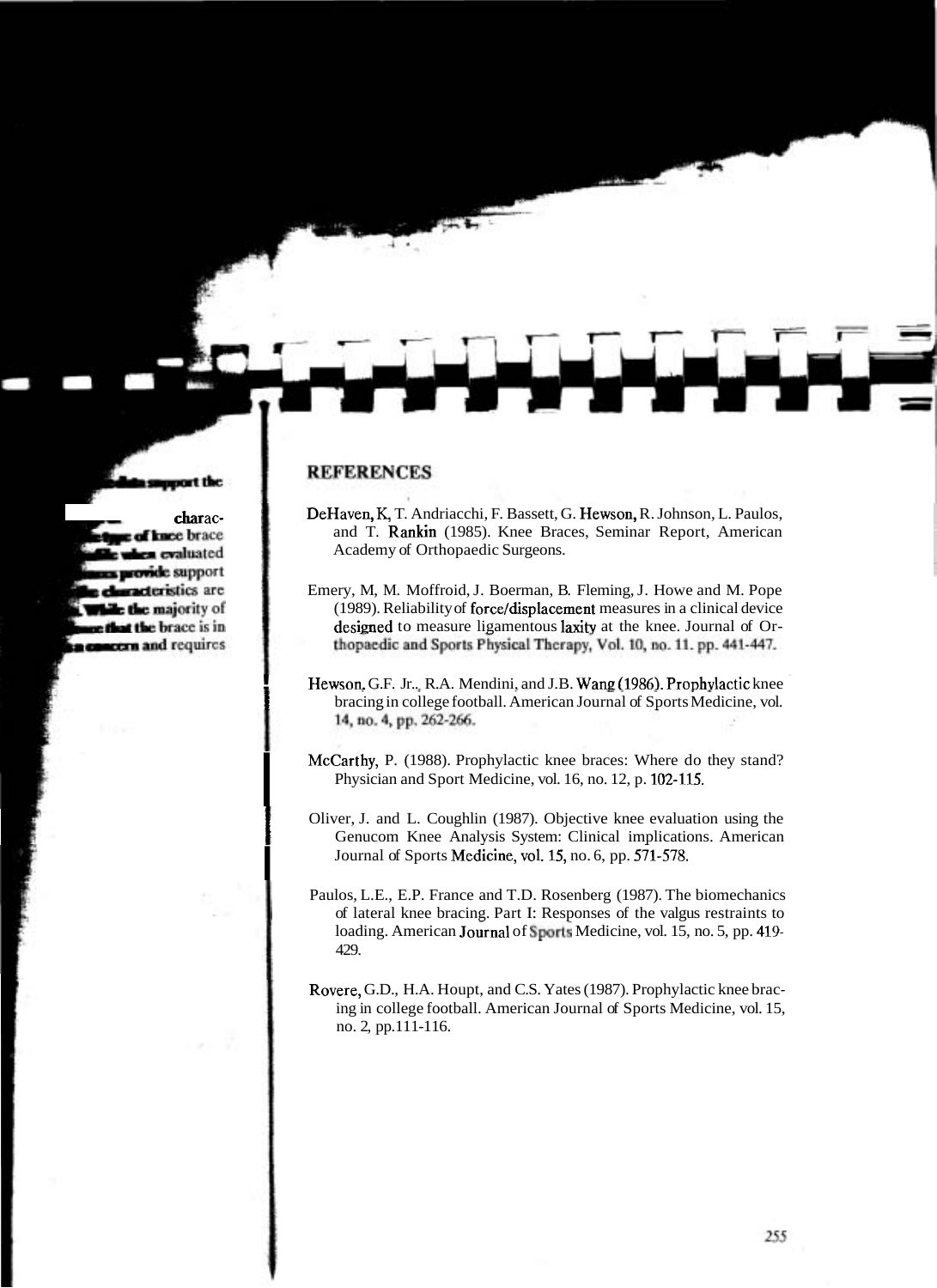## REFERENCES

DeHaven, K, T. Andriacchi, F. Bassett, G. Hewson, R. Johnson, L. Paulos, and T. Rankin (1985). Knee Braces, Seminar Report, American Academy of Orthopaedic Surgeons.

Emery, M, M. Moffroid, J. Boerman, B. Fleming, J. Howe and M. Pope (1989). Reliability of force/displacement measures in a clinical device designed to measure ligamentous laxity at the knee. Journal of Orthopaedic and Sports Physical Therapy, Vol. 10, no. 11. pp. 441-447.

Hewson, G.F. Jr., R.A. Mendini, and J.B. Wang (1986). Prophylactic knee bracing in college football. American Journal of Sports Medicine, vol. 14, no. 4, pp. 262-266.

McCarthy, P. (1988). Prophylactic knee braces: Where do they stand? Physician and Sport Medicine, vol. 16, no. 12, p. 102-115.

Oliver, J. and L. Coughlin (1987). Objective knee evaluation using the Genucom Knee Analysis System: Clinical implications. American Journal of Sports Medicine, vol. 15, no. 6, pp. 571-578.

Paulos, L.E., E.P. France and T.D. Rosenberg (1987). The biomechanics of lateral knee bracing. Part I: Responses of the valgus restraints to loading. American Journal of Sports Medicine, vol. 15, no. 5, pp. 419-429.

Rovere, G.D., H.A. Houpt, and C.S. Yates (1987). Prophylactic knee bracing in college football. American Journal of Sports Medicine, vol. 15, no. 2, pp.111-116.